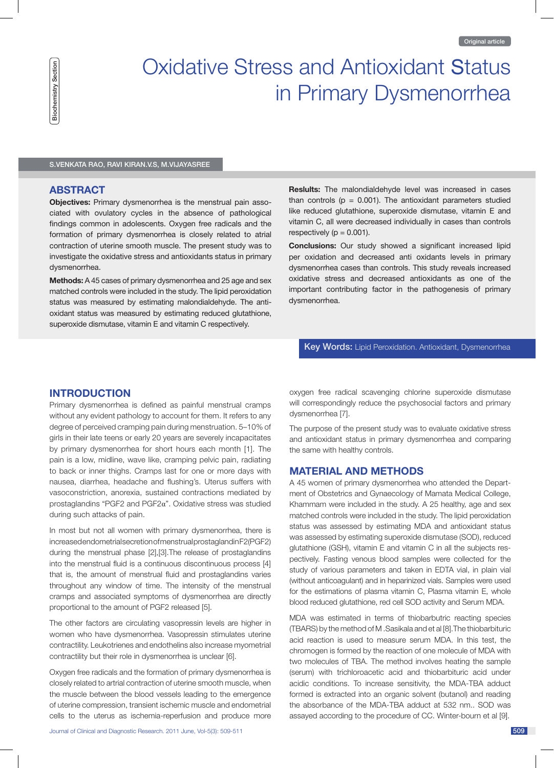Original article

Biochemistry Section

# Oxidative Stress and Antioxidant Status in Primary Dysmenorrhea

S.VENKATA RAO, RAVI KIRAN.V.S, M.VIJAYASREE

## ABSTRACT

**Objectives:** Primary dysmenorrhea is the menstrual pain associated with ovulatory cycles in the absence of pathological findings common in adolescents. Oxygen free radicals and the formation of primary dysmenorrhea is closely related to atrial contraction of uterine smooth muscle. The present study was to investigate the oxidative stress and antioxidants status in primary dysmenorrhea.

**Methods:** A 45 cases of primary dysmenorrhea and 25 age and sex matched controls were included in the study. The lipid peroxidation status was measured by estimating malondialdehyde. The antioxidant status was measured by estimating reduced glutathione, superoxide dismutase, vitamin E and vitamin C respectively.

**Reslults:** The malondialdehyde level was increased in cases than controls (p = 0.001). The antioxidant parameters studied like reduced glutathione, superoxide dismutase, vitamin E and vitamin C, all were decreased individually in cases than controls respectively (p = 0.001).

**Conclusions:** Our study showed a significant increased lipid per oxidation and decreased anti oxidants levels in primary dysmenorrhea cases than controls. This study reveals increased oxidative stress and decreased antioxidants as one of the important contributing factor in the pathogenesis of primary dysmenorrhea.

**Key Words:** Lipid Peroxidation. Antioxidant, Dysmenorrhea

## INTRODUCTION

Primary dysmenorrhea is defined as painful menstrual cramps without any evident pathology to account for them. It refers to any degree of perceived cramping pain during menstruation. 5–10% of girls in their late teens or early 20 years are severely incapacitates by primary dysmenorrhea for short hours each month [1]. The pain is a low, midline, wave like, cramping pelvic pain, radiating to back or inner thighs. Cramps last for one or more days with nausea, diarrhea, headache and flushing's. Uterus suffers with vasoconstriction, anorexia, sustained contractions mediated by prostaglandins "PGF2 and PGF2α". Oxidative stress was studied during such attacks of pain.

In most but not all women with primary dysmenorrhea, there is increasedendometrialsecretionofmenstrualprostaglandinF2(PGF2) during the menstrual phase [2],[3].The release of prostaglandins into the menstrual fluid is a continuous discontinuous process [4] that is, the amount of menstrual fluid and prostaglandins varies throughout any window of time. The intensity of the menstrual cramps and associated symptoms of dysmenorrhea are directly proportional to the amount of PGF2 released [5].

The other factors are circulating vasopressin levels are higher in women who have dysmenorrhea. Vasopressin stimulates uterine contractility. Leukotrienes and endothelins also increase myometrial contractility but their role in dysmenorrhea is unclear [6].

Oxygen free radicals and the formation of primary dysmenorrhea is closely related to artrial contraction of uterine smooth muscle, when the muscle between the blood vessels leading to the emergence of uterine compression, transient ischemic muscle and endometrial cells to the uterus as ischemia-reperfusion and produce more oxygen free radical scavenging chlorine superoxide dismutase will correspondingly reduce the psychosocial factors and primary dysmenorrhea [7].

The purpose of the present study was to evaluate oxidative stress and antioxidant status in primary dysmenorrhea and comparing the same with healthy controls.

## MATERIAL AND METHODS

A 45 women of primary dysmenorrhea who attended the Department of Obstetrics and Gynaecology of Mamata Medical College, Khammam were included in the study. A 25 healthy, age and sex matched controls were included in the study. The lipid peroxidation status was assessed by estimating MDA and antioxidant status was assessed by estimating superoxide dismutase (SOD), reduced glutathione (GSH), vitamin E and vitamin C in all the subjects respectively. Fasting venous blood samples were collected for the study of various parameters and taken in EDTA vial, in plain vial (without anticoagulant) and in heparinized vials. Samples were used for the estimations of plasma vitamin C, Plasma vitamin E, whole blood reduced glutathione, red cell SOD activity and Serum MDA.

MDA was estimated in terms of thiobarbutric reacting species (TBARS) by the method of M .Sasikala and et al [8].The thiobarbituric acid reaction is used to measure serum MDA. In this test, the chromogen is formed by the reaction of one molecule of MDA with two molecules of TBA. The method involves heating the sample (serum) with trichloroacetic acid and thiobarbituric acid under acidic conditions. To increase sensitivity, the MDA-TBA adduct formed is extracted into an organic solvent (butanol) and reading the absorbance of the MDA-TBA adduct at 532 nm.. SOD was assayed according to the procedure of CC. Winter-bourn et al [9].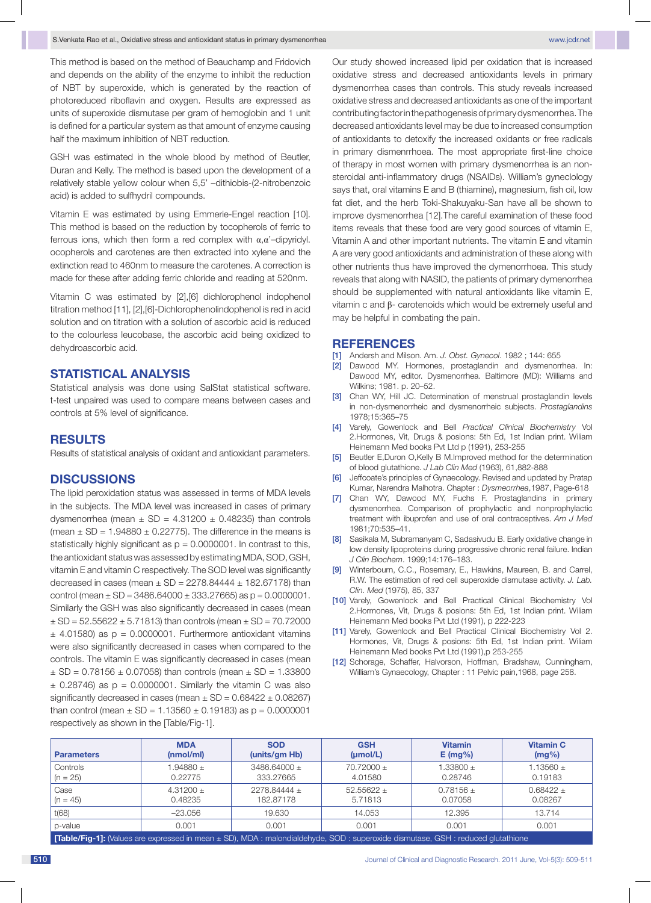This method is based on the method of Beauchamp and Fridovich and depends on the ability of the enzyme to inhibit the reduction of NBT by superoxide, which is generated by the reaction of photoreduced riboflavin and oxygen. Results are expressed as units of superoxide dismutase per gram of hemoglobin and 1 unit is defined for a particular system as that amount of enzyme causing half the maximum inhibition of NBT reduction.

GSH was estimated in the whole blood by method of Beutler, Duran and Kelly. The method is based upon the development of a relatively stable yellow colour when 5,5' –dithiobis-(2-nitrobenzoic acid) is added to sulfhydril compounds.

Vitamin E was estimated by using Emmerie-Engel reaction [10]. This method is based on the reduction by tocopherols of ferric to ferrous ions, which then form a red complex with α,α'–dipyridyl. ocopherols and carotenes are then extracted into xylene and the extinction read to 460nm to measure the carotenes. A correction is made for these after adding ferric chloride and reading at 520nm.

Vitamin C was estimated by [2],[6] dichlorophenol indophenol titration method [11], [2],[6]-Dichlorophenolindophenol is red in acid solution and on titration with a solution of ascorbic acid is reduced to the colourless leucobase, the ascorbic acid being oxidized to dehydroascorbic acid.

## STATISTICAL ANALYSIS

Statistical analysis was done using SalStat statistical software. t-test unpaired was used to compare means between cases and controls at 5% level of significance.

## RESULTS

Results of statistical analysis of oxidant and antioxidant parameters.

## DISCUSSIONS

The lipid peroxidation status was assessed in terms of MDA levels in the subjects. The MDA level was increased in cases of primary dysmenorrhea (mean ± SD = 4.31200 ± 0.48235) than controls (mean ± SD = 1.94880 ± 0.22775). The difference in the means is statistically highly significant as p = 0.0000001. In contrast to this, the antioxidant status was assessed by estimating MDA, SOD, GSH, vitamin E and vitamin C respectively. The SOD level was significantly decreased in cases (mean ± SD = 2278.84444 ± 182.67178) than control (mean ± SD = 3486.64000 ± 333.27665) as p = 0.0000001. Similarly the GSH was also significantly decreased in cases (mean ± SD = 52.55622 ± 5.71813) than controls (mean ± SD = 70.72000 ± 4.01580) as p = 0.0000001. Furthermore antioxidant vitamins were also significantly decreased in cases when compared to the controls. The vitamin E was significantly decreased in cases (mean ± SD = 0.78156 ± 0.07058) than controls (mean ± SD = 1.33800 ± 0.28746) as p = 0.0000001. Similarly the vitamin C was also significantly decreased in cases (mean ± SD = 0.68422 ± 0.08267) than control (mean ± SD = 1.13560 ± 0.19183) as p = 0.0000001 respectively as shown in the [Table/Fig-1].

Our study showed increased lipid per oxidation that is increased oxidative stress and decreased antioxidants levels in primary dysmenorrhea cases than controls. This study reveals increased oxidative stress and decreased antioxidants as one of the important contributing factor in the pathogenesis of primary dysmenorrhea. The decreased antioxidants level may be due to increased consumption of antioxidants to detoxify the increased oxidants or free radicals in primary dismenrrhoea. The most appropriate first-line choice of therapy in most women with primary dysmenorrhea is an non-steroidal anti-inflammatory drugs (NSAIDs). William's gyneclogy says that, oral vitamins E and B (thiamine), magnesium, fish oil, low fat diet, and the herb Toki-Shakuyaku-San have all be shown to improve dysmenorrhea [12].The careful examination of these food items reveals that these food are very good sources of vitamin E, Vitamin A and other important nutrients. The vitamin E and vitamin A are very good antioxidants and administration of these along with other nutrients thus have improved the dymenorrhoea. This study reveals that along with NASID, the patients of primary dymenorrhea should be supplemented with natural antioxidants like vitamin E, vitamin c and β- carotenoids which would be extremely useful and may be helpful in combating the pain.

| Parameters | MDA (nmol/ml) | SOD (units/gm Hb) | GSH (μmol/L) | Vitamin E (mg%) | Vitamin C (mg%) |
|---|---|---|---|---|---|
| Controls (n = 25) | 1.94880 ± 0.22775 | 3486.64000 ± 333.27665 | 70.72000 ± 4.01580 | 1.33800 ± 0.28746 | 1.13560 ± 0.19183 |
| Case (n = 45) | 4.31200 ± 0.48235 | 2278.84444 ± 182.87178 | 52.55622 ± 5.71813 | 0.78156 ± 0.07058 | 0.68422 ± 0.08267 |
| t(68) | –23.056 | 19.630 | 14.053 | 12.395 | 13.714 |
| p-value | 0.001 | 0.001 | 0.001 | 0.001 | 0.001 |

**[Table/Fig-1]:** (Values are expressed in mean ± SD), MDA : malondialdehyde, SOD : superoxide dismutase, GSH : reduced glutathione

## REFERENCES

[1] Andersh and Milson. Am. *J. Obst. Gynecol*. 1982 ; 144: 655

[2] Dawood MY. Hormones, prostaglandin and dysmenorrhea. In: Dawood MY, editor. Dysmenorrhea. Baltimore (MD): Williams and Wilkins; 1981. p. 20–52.

[3] Chan WY, Hill JC. Determination of menstrual prostaglandin levels in non-dysmenorrheic and dysmenorrheic subjects. *Prostaglandins* 1978;15:365–75

[4] Varely, Gowenlock and Bell *Practical Clinical Biochemistry* Vol 2.Hormones, Vit, Drugs & posions: 5th Ed, 1st Indian print. Wiliam Heinemann Med books Pvt Ltd p (1991), 253-255

[5] Beutler E,Duron O,Kelly B M.Improved method for the determination of blood glutathione. *J Lab Clin Med* (1963), 61,882-888

[6] Jeffcoate's principles of Gynaecology. Revised and updated by Pratap Kumar, Narendra Malhotra. Chapter : *Dysmeorrhea*,1987, Page-618

[7] Chan WY, Dawood MY, Fuchs F. Prostaglandins in primary dysmenorrhea. Comparison of prophylactic and nonprophylactic treatment with ibuprofen and use of oral contraceptives. *Am J Med* 1981;70:535–41.

[8] Sasikala M, Subramanyam C, Sadasivudu B. Early oxidative change in low density lipoproteins during progressive chronic renal failure. Indian *J Clin Biochem*. 1999;14:176–183.

[9] Winterbourn, C.C., Rosemary, E., Hawkins, Maureen, B. and Carrel, R.W. The estimation of red cell superoxide dismutase activity. *J. Lab. Clin. Med* (1975), 85, 337

[10] Varely, Gowenlock and Bell Practical Clinical Biochemistry Vol 2.Hormones, Vit, Drugs & posions: 5th Ed, 1st Indian print. Wiliam Heinemann Med books Pvt Ltd (1991), p 222-223

[11] Varely, Gowenlock and Bell Practical Clinical Biochemistry Vol 2. Hormones, Vit, Drugs & posions: 5th Ed, 1st Indian print. Wiliam Heinemann Med books Pvt Ltd (1991),p 253-255

[12] Schorage, Schaffer, Halvorson, Hoffman, Bradshaw, Cunningham, William's Gynaecology, Chapter : 11 Pelvic pain,1968, page 258.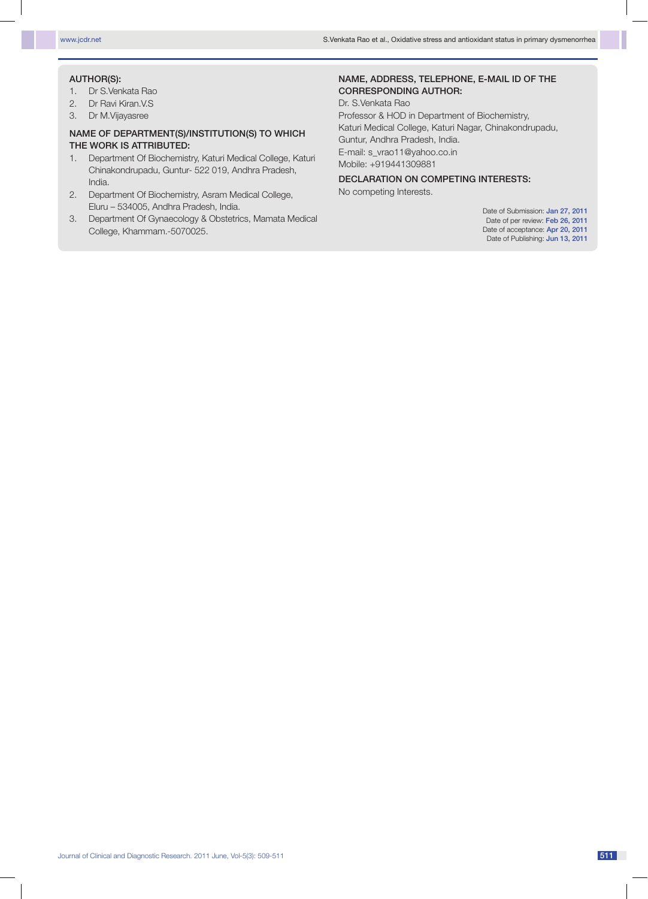## AUTHOR(S):

1. Dr S.Venkata Rao
2. Dr Ravi Kiran.V.S
3. Dr M.Vijayasree

## NAME OF DEPARTMENT(S)/INSTITUTION(S) TO WHICH THE WORK IS ATTRIBUTED:

1. Department Of Biochemistry, Katuri Medical College, Katuri Chinakondrupadu, Guntur- 522 019, Andhra Pradesh, India.
2. Department Of Biochemistry, Asram Medical College, Eluru – 534005, Andhra Pradesh, India.
3. Department Of Gynaecology & Obstetrics, Mamata Medical College, Khammam.-5070025.

## NAME, ADDRESS, TELEPHONE, E-MAIL ID OF THE CORRESPONDING AUTHOR:

Dr. S.Venkata Rao
Professor & HOD in Department of Biochemistry,
Katuri Medical College, Katuri Nagar, Chinakondrupadu,
Guntur, Andhra Pradesh, India.
E-mail: s_vrao11@yahoo.co.in
Mobile: +919441309881

## DECLARATION ON COMPETING INTERESTS:

No competing Interests.

Date of Submission: Jan 27, 2011
Date of per review: Feb 26, 2011
Date of acceptance: Apr 20, 2011
Date of Publishing: Jun 13, 2011